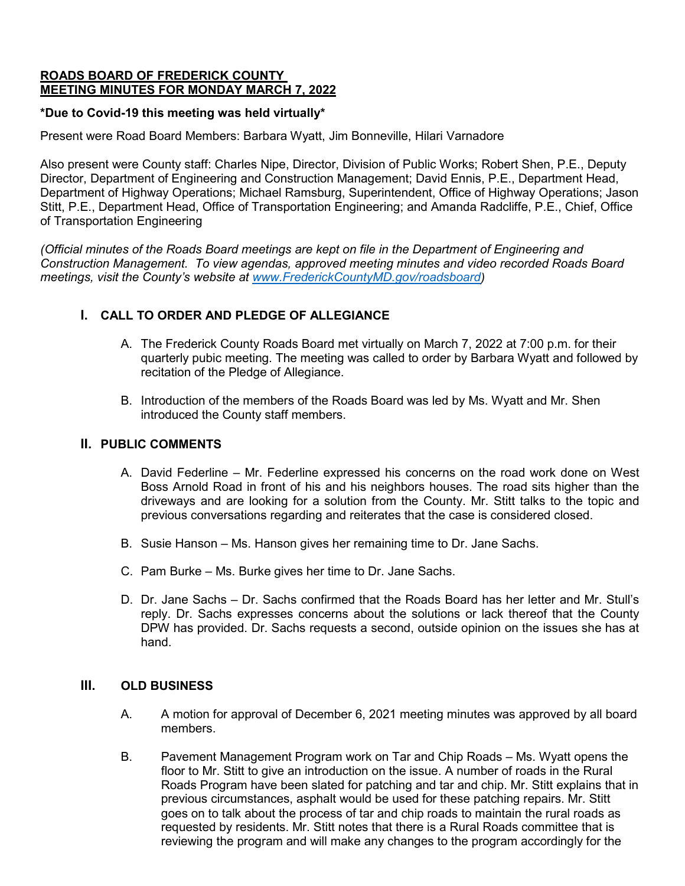**ROADS BOARD OF FREDERICK COUNTY**
**MEETING MINUTES FOR MONDAY MARCH 7, 2022**

**\*Due to Covid-19 this meeting was held virtually\***

Present were Road Board Members: Barbara Wyatt, Jim Bonneville, Hilari Varnadore

Also present were County staff: Charles Nipe, Director, Division of Public Works; Robert Shen, P.E., Deputy Director, Department of Engineering and Construction Management; David Ennis, P.E., Department Head, Department of Highway Operations; Michael Ramsburg, Superintendent, Office of Highway Operations; Jason Stitt, P.E., Department Head, Office of Transportation Engineering; and Amanda Radcliffe, P.E., Chief, Office of Transportation Engineering

*(Official minutes of the Roads Board meetings are kept on file in the Department of Engineering and Construction Management. To view agendas, approved meeting minutes and video recorded Roads Board meetings, visit the County's website at [www.FrederickCountyMD.gov/roadsboard](www.FrederickCountyMD.gov/roadsboard))*

## I. CALL TO ORDER AND PLEDGE OF ALLEGIANCE

A. The Frederick County Roads Board met virtually on March 7, 2022 at 7:00 p.m. for their quarterly pubic meeting. The meeting was called to order by Barbara Wyatt and followed by recitation of the Pledge of Allegiance.

B. Introduction of the members of the Roads Board was led by Ms. Wyatt and Mr. Shen introduced the County staff members.

## II. PUBLIC COMMENTS

A. David Federline – Mr. Federline expressed his concerns on the road work done on West Boss Arnold Road in front of his and his neighbors houses. The road sits higher than the driveways and are looking for a solution from the County. Mr. Stitt talks to the topic and previous conversations regarding and reiterates that the case is considered closed.

B. Susie Hanson – Ms. Hanson gives her remaining time to Dr. Jane Sachs.

C. Pam Burke – Ms. Burke gives her time to Dr. Jane Sachs.

D. Dr. Jane Sachs – Dr. Sachs confirmed that the Roads Board has her letter and Mr. Stull's reply. Dr. Sachs expresses concerns about the solutions or lack thereof that the County DPW has provided. Dr. Sachs requests a second, outside opinion on the issues she has at hand.

## III. OLD BUSINESS

A. A motion for approval of December 6, 2021 meeting minutes was approved by all board members.

B. Pavement Management Program work on Tar and Chip Roads – Ms. Wyatt opens the floor to Mr. Stitt to give an introduction on the issue. A number of roads in the Rural Roads Program have been slated for patching and tar and chip. Mr. Stitt explains that in previous circumstances, asphalt would be used for these patching repairs. Mr. Stitt goes on to talk about the process of tar and chip roads to maintain the rural roads as requested by residents. Mr. Stitt notes that there is a Rural Roads committee that is reviewing the program and will make any changes to the program accordingly for the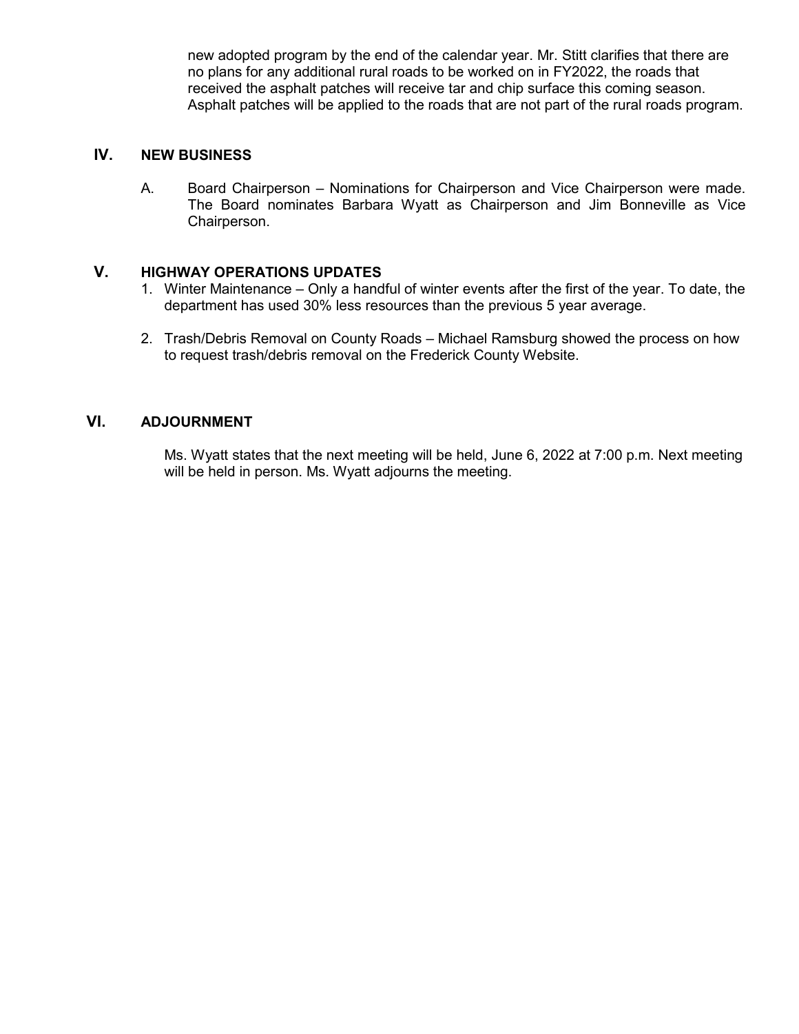new adopted program by the end of the calendar year. Mr. Stitt clarifies that there are no plans for any additional rural roads to be worked on in FY2022, the roads that received the asphalt patches will receive tar and chip surface this coming season. Asphalt patches will be applied to the roads that are not part of the rural roads program.

## IV. NEW BUSINESS

A. Board Chairperson – Nominations for Chairperson and Vice Chairperson were made. The Board nominates Barbara Wyatt as Chairperson and Jim Bonneville as Vice Chairperson.

## V. HIGHWAY OPERATIONS UPDATES

1. Winter Maintenance – Only a handful of winter events after the first of the year. To date, the department has used 30% less resources than the previous 5 year average.

2. Trash/Debris Removal on County Roads – Michael Ramsburg showed the process on how to request trash/debris removal on the Frederick County Website.

## VI. ADJOURNMENT

Ms. Wyatt states that the next meeting will be held, June 6, 2022 at 7:00 p.m. Next meeting will be held in person. Ms. Wyatt adjourns the meeting.